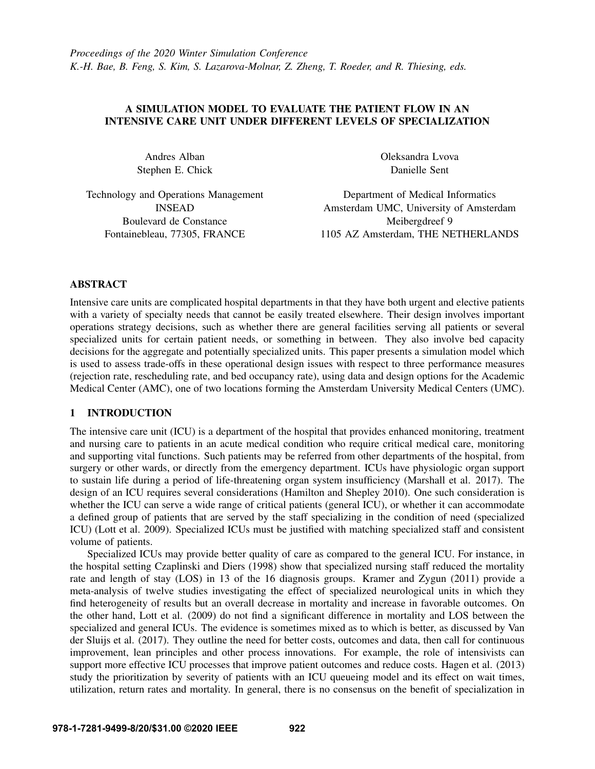*Proceedings of the 2020 Winter Simulation Conference*
*K.-H. Bae, B. Feng, S. Kim, S. Lazarova-Molnar, Z. Zheng, T. Roeder, and R. Thiesing, eds.*

# A SIMULATION MODEL TO EVALUATE THE PATIENT FLOW IN AN INTENSIVE CARE UNIT UNDER DIFFERENT LEVELS OF SPECIALIZATION

Andres Alban
Stephen E. Chick

Technology and Operations Management
INSEAD
Boulevard de Constance
Fontainebleau, 77305, FRANCE

Oleksandra Lvova
Danielle Sent

Department of Medical Informatics
Amsterdam UMC, University of Amsterdam
Meibergdreef 9
1105 AZ Amsterdam, THE NETHERLANDS

## ABSTRACT

Intensive care units are complicated hospital departments in that they have both urgent and elective patients with a variety of specialty needs that cannot be easily treated elsewhere. Their design involves important operations strategy decisions, such as whether there are general facilities serving all patients or several specialized units for certain patient needs, or something in between. They also involve bed capacity decisions for the aggregate and potentially specialized units. This paper presents a simulation model which is used to assess trade-offs in these operational design issues with respect to three performance measures (rejection rate, rescheduling rate, and bed occupancy rate), using data and design options for the Academic Medical Center (AMC), one of two locations forming the Amsterdam University Medical Centers (UMC).

## 1 INTRODUCTION

The intensive care unit (ICU) is a department of the hospital that provides enhanced monitoring, treatment and nursing care to patients in an acute medical condition who require critical medical care, monitoring and supporting vital functions. Such patients may be referred from other departments of the hospital, from surgery or other wards, or directly from the emergency department. ICUs have physiologic organ support to sustain life during a period of life-threatening organ system insufficiency (Marshall et al. 2017). The design of an ICU requires several considerations (Hamilton and Shepley 2010). One such consideration is whether the ICU can serve a wide range of critical patients (general ICU), or whether it can accommodate a defined group of patients that are served by the staff specializing in the condition of need (specialized ICU) (Lott et al. 2009). Specialized ICUs must be justified with matching specialized staff and consistent volume of patients.

Specialized ICUs may provide better quality of care as compared to the general ICU. For instance, in the hospital setting Czaplinski and Diers (1998) show that specialized nursing staff reduced the mortality rate and length of stay (LOS) in 13 of the 16 diagnosis groups. Kramer and Zygun (2011) provide a meta-analysis of twelve studies investigating the effect of specialized neurological units in which they find heterogeneity of results but an overall decrease in mortality and increase in favorable outcomes. On the other hand, Lott et al. (2009) do not find a significant difference in mortality and LOS between the specialized and general ICUs. The evidence is sometimes mixed as to which is better, as discussed by Van der Sluijs et al. (2017). They outline the need for better costs, outcomes and data, then call for continuous improvement, lean principles and other process innovations. For example, the role of intensivists can support more effective ICU processes that improve patient outcomes and reduce costs. Hagen et al. (2013) study the prioritization by severity of patients with an ICU queueing model and its effect on wait times, utilization, return rates and mortality. In general, there is no consensus on the benefit of specialization in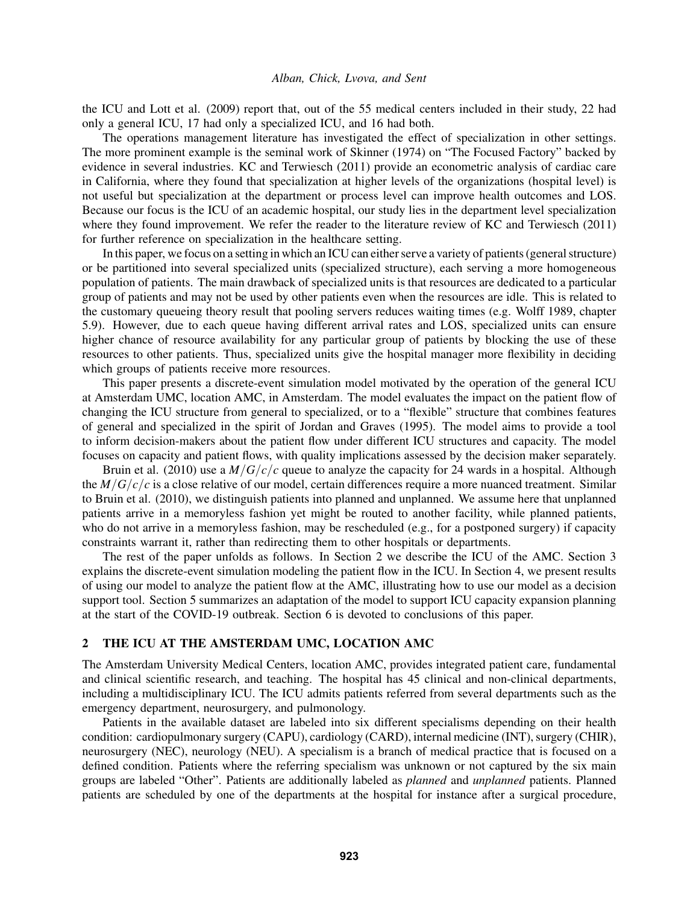the ICU and Lott et al. (2009) report that, out of the 55 medical centers included in their study, 22 had only a general ICU, 17 had only a specialized ICU, and 16 had both.

The operations management literature has investigated the effect of specialization in other settings. The more prominent example is the seminal work of Skinner (1974) on "The Focused Factory" backed by evidence in several industries. KC and Terwiesch (2011) provide an econometric analysis of cardiac care in California, where they found that specialization at higher levels of the organizations (hospital level) is not useful but specialization at the department or process level can improve health outcomes and LOS. Because our focus is the ICU of an academic hospital, our study lies in the department level specialization where they found improvement. We refer the reader to the literature review of KC and Terwiesch (2011) for further reference on specialization in the healthcare setting.

In this paper, we focus on a setting in which an ICU can either serve a variety of patients (general structure) or be partitioned into several specialized units (specialized structure), each serving a more homogeneous population of patients. The main drawback of specialized units is that resources are dedicated to a particular group of patients and may not be used by other patients even when the resources are idle. This is related to the customary queueing theory result that pooling servers reduces waiting times (e.g. Wolff 1989, chapter 5.9). However, due to each queue having different arrival rates and LOS, specialized units can ensure higher chance of resource availability for any particular group of patients by blocking the use of these resources to other patients. Thus, specialized units give the hospital manager more flexibility in deciding which groups of patients receive more resources.

This paper presents a discrete-event simulation model motivated by the operation of the general ICU at Amsterdam UMC, location AMC, in Amsterdam. The model evaluates the impact on the patient flow of changing the ICU structure from general to specialized, or to a "flexible" structure that combines features of general and specialized in the spirit of Jordan and Graves (1995). The model aims to provide a tool to inform decision-makers about the patient flow under different ICU structures and capacity. The model focuses on capacity and patient flows, with quality implications assessed by the decision maker separately.

Bruin et al. (2010) use a $M/G/c/c$ queue to analyze the capacity for 24 wards in a hospital. Although the $M/G/c/c$ is a close relative of our model, certain differences require a more nuanced treatment. Similar to Bruin et al. (2010), we distinguish patients into planned and unplanned. We assume here that unplanned patients arrive in a memoryless fashion yet might be routed to another facility, while planned patients, who do not arrive in a memoryless fashion, may be rescheduled (e.g., for a postponed surgery) if capacity constraints warrant it, rather than redirecting them to other hospitals or departments.

The rest of the paper unfolds as follows. In Section 2 we describe the ICU of the AMC. Section 3 explains the discrete-event simulation modeling the patient flow in the ICU. In Section 4, we present results of using our model to analyze the patient flow at the AMC, illustrating how to use our model as a decision support tool. Section 5 summarizes an adaptation of the model to support ICU capacity expansion planning at the start of the COVID-19 outbreak. Section 6 is devoted to conclusions of this paper.

## 2 THE ICU AT THE AMSTERDAM UMC, LOCATION AMC

The Amsterdam University Medical Centers, location AMC, provides integrated patient care, fundamental and clinical scientific research, and teaching. The hospital has 45 clinical and non-clinical departments, including a multidisciplinary ICU. The ICU admits patients referred from several departments such as the emergency department, neurosurgery, and pulmonology.

Patients in the available dataset are labeled into six different specialisms depending on their health condition: cardiopulmonary surgery (CAPU), cardiology (CARD), internal medicine (INT), surgery (CHIR), neurosurgery (NEC), neurology (NEU). A specialism is a branch of medical practice that is focused on a defined condition. Patients where the referring specialism was unknown or not captured by the six main groups are labeled "Other". Patients are additionally labeled as *planned* and *unplanned* patients. Planned patients are scheduled by one of the departments at the hospital for instance after a surgical procedure,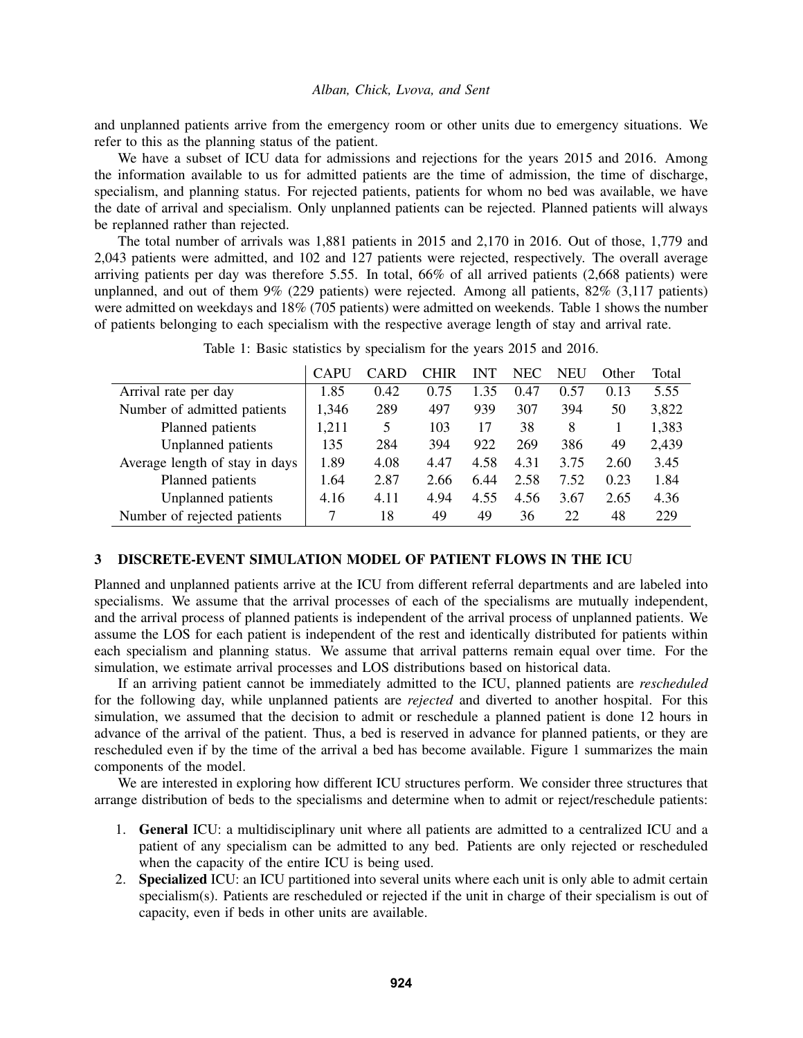and unplanned patients arrive from the emergency room or other units due to emergency situations. We refer to this as the planning status of the patient.

We have a subset of ICU data for admissions and rejections for the years 2015 and 2016. Among the information available to us for admitted patients are the time of admission, the time of discharge, specialism, and planning status. For rejected patients, patients for whom no bed was available, we have the date of arrival and specialism. Only unplanned patients can be rejected. Planned patients will always be replanned rather than rejected.

The total number of arrivals was 1,881 patients in 2015 and 2,170 in 2016. Out of those, 1,779 and 2,043 patients were admitted, and 102 and 127 patients were rejected, respectively. The overall average arriving patients per day was therefore 5.55. In total, 66% of all arrived patients (2,668 patients) were unplanned, and out of them 9% (229 patients) were rejected. Among all patients, 82% (3,117 patients) were admitted on weekdays and 18% (705 patients) were admitted on weekends. Table 1 shows the number of patients belonging to each specialism with the respective average length of stay and arrival rate.

Table 1: Basic statistics by specialism for the years 2015 and 2016.

| | CAPU | CARD | CHIR | INT | NEC | NEU | Other | Total |
|---|---|---|---|---|---|---|---|---|
| Arrival rate per day | 1.85 | 0.42 | 0.75 | 1.35 | 0.47 | 0.57 | 0.13 | 5.55 |
| Number of admitted patients | 1,346 | 289 | 497 | 939 | 307 | 394 | 50 | 3,822 |
| Planned patients | 1,211 | 5 | 103 | 17 | 38 | 8 | 1 | 1,383 |
| Unplanned patients | 135 | 284 | 394 | 922 | 269 | 386 | 49 | 2,439 |
| Average length of stay in days | 1.89 | 4.08 | 4.47 | 4.58 | 4.31 | 3.75 | 2.60 | 3.45 |
| Planned patients | 1.64 | 2.87 | 2.66 | 6.44 | 2.58 | 7.52 | 0.23 | 1.84 |
| Unplanned patients | 4.16 | 4.11 | 4.94 | 4.55 | 4.56 | 3.67 | 2.65 | 4.36 |
| Number of rejected patients | 7 | 18 | 49 | 49 | 36 | 22 | 48 | 229 |

## 3 DISCRETE-EVENT SIMULATION MODEL OF PATIENT FLOWS IN THE ICU

Planned and unplanned patients arrive at the ICU from different referral departments and are labeled into specialisms. We assume that the arrival processes of each of the specialisms are mutually independent, and the arrival process of planned patients is independent of the arrival process of unplanned patients. We assume the LOS for each patient is independent of the rest and identically distributed for patients within each specialism and planning status. We assume that arrival patterns remain equal over time. For the simulation, we estimate arrival processes and LOS distributions based on historical data.

If an arriving patient cannot be immediately admitted to the ICU, planned patients are *rescheduled* for the following day, while unplanned patients are *rejected* and diverted to another hospital. For this simulation, we assumed that the decision to admit or reschedule a planned patient is done 12 hours in advance of the arrival of the patient. Thus, a bed is reserved in advance for planned patients, or they are rescheduled even if by the time of the arrival a bed has become available. Figure 1 summarizes the main components of the model.

We are interested in exploring how different ICU structures perform. We consider three structures that arrange distribution of beds to the specialisms and determine when to admit or reject/reschedule patients:

1. **General** ICU: a multidisciplinary unit where all patients are admitted to a centralized ICU and a patient of any specialism can be admitted to any bed. Patients are only rejected or rescheduled when the capacity of the entire ICU is being used.
2. **Specialized** ICU: an ICU partitioned into several units where each unit is only able to admit certain specialism(s). Patients are rescheduled or rejected if the unit in charge of their specialism is out of capacity, even if beds in other units are available.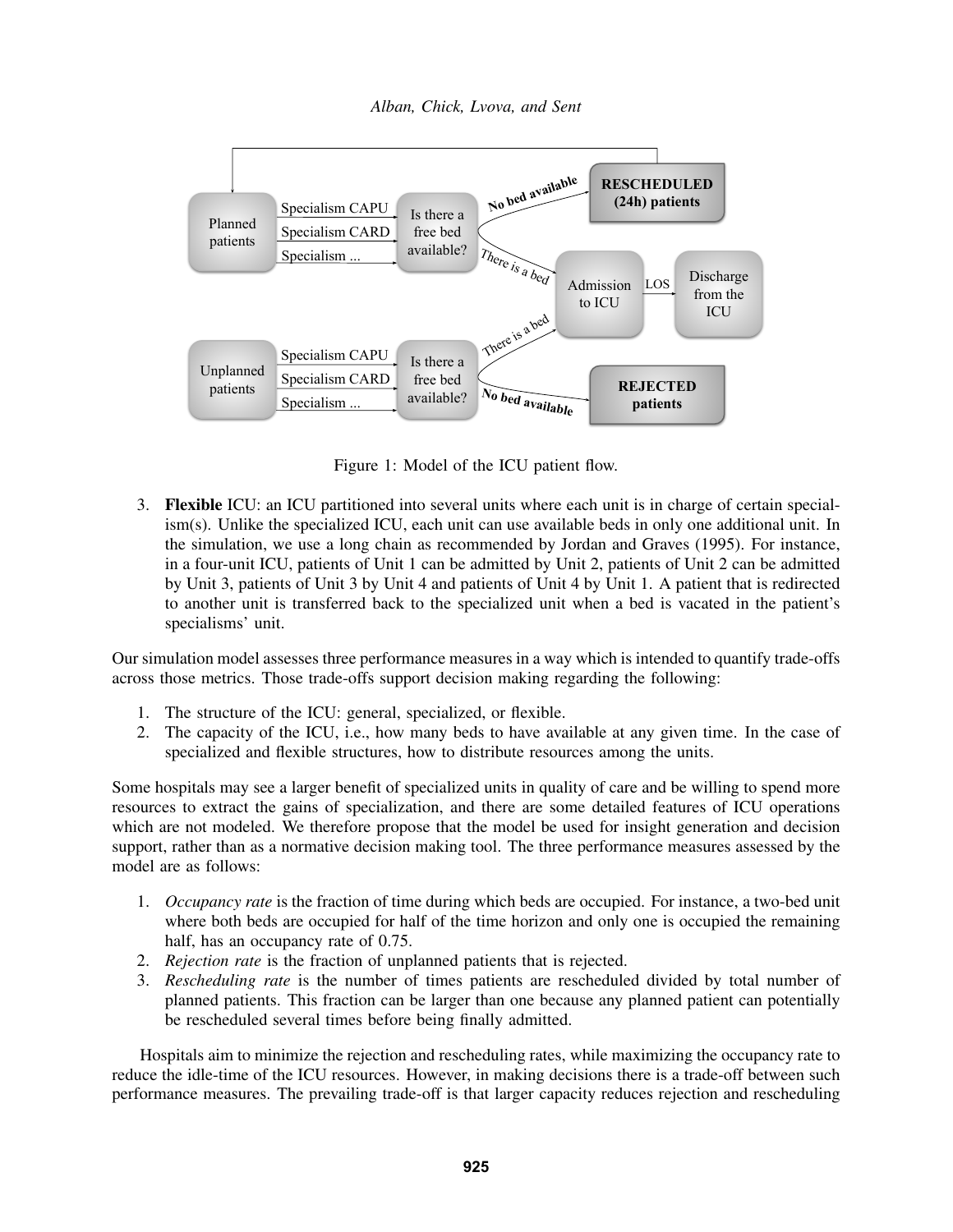Figure 1: Model of the ICU patient flow.

3. **Flexible** ICU: an ICU partitioned into several units where each unit is in charge of certain specialism(s). Unlike the specialized ICU, each unit can use available beds in only one additional unit. In the simulation, we use a long chain as recommended by Jordan and Graves (1995). For instance, in a four-unit ICU, patients of Unit 1 can be admitted by Unit 2, patients of Unit 2 can be admitted by Unit 3, patients of Unit 3 by Unit 4 and patients of Unit 4 by Unit 1. A patient that is redirected to another unit is transferred back to the specialized unit when a bed is vacated in the patient's specialisms' unit.

Our simulation model assesses three performance measures in a way which is intended to quantify trade-offs across those metrics. Those trade-offs support decision making regarding the following:

1. The structure of the ICU: general, specialized, or flexible.
2. The capacity of the ICU, i.e., how many beds to have available at any given time. In the case of specialized and flexible structures, how to distribute resources among the units.

Some hospitals may see a larger benefit of specialized units in quality of care and be willing to spend more resources to extract the gains of specialization, and there are some detailed features of ICU operations which are not modeled. We therefore propose that the model be used for insight generation and decision support, rather than as a normative decision making tool. The three performance measures assessed by the model are as follows:

1. *Occupancy rate* is the fraction of time during which beds are occupied. For instance, a two-bed unit where both beds are occupied for half of the time horizon and only one is occupied the remaining half, has an occupancy rate of 0.75.
2. *Rejection rate* is the fraction of unplanned patients that is rejected.
3. *Rescheduling rate* is the number of times patients are rescheduled divided by total number of planned patients. This fraction can be larger than one because any planned patient can potentially be rescheduled several times before being finally admitted.

Hospitals aim to minimize the rejection and rescheduling rates, while maximizing the occupancy rate to reduce the idle-time of the ICU resources. However, in making decisions there is a trade-off between such performance measures. The prevailing trade-off is that larger capacity reduces rejection and rescheduling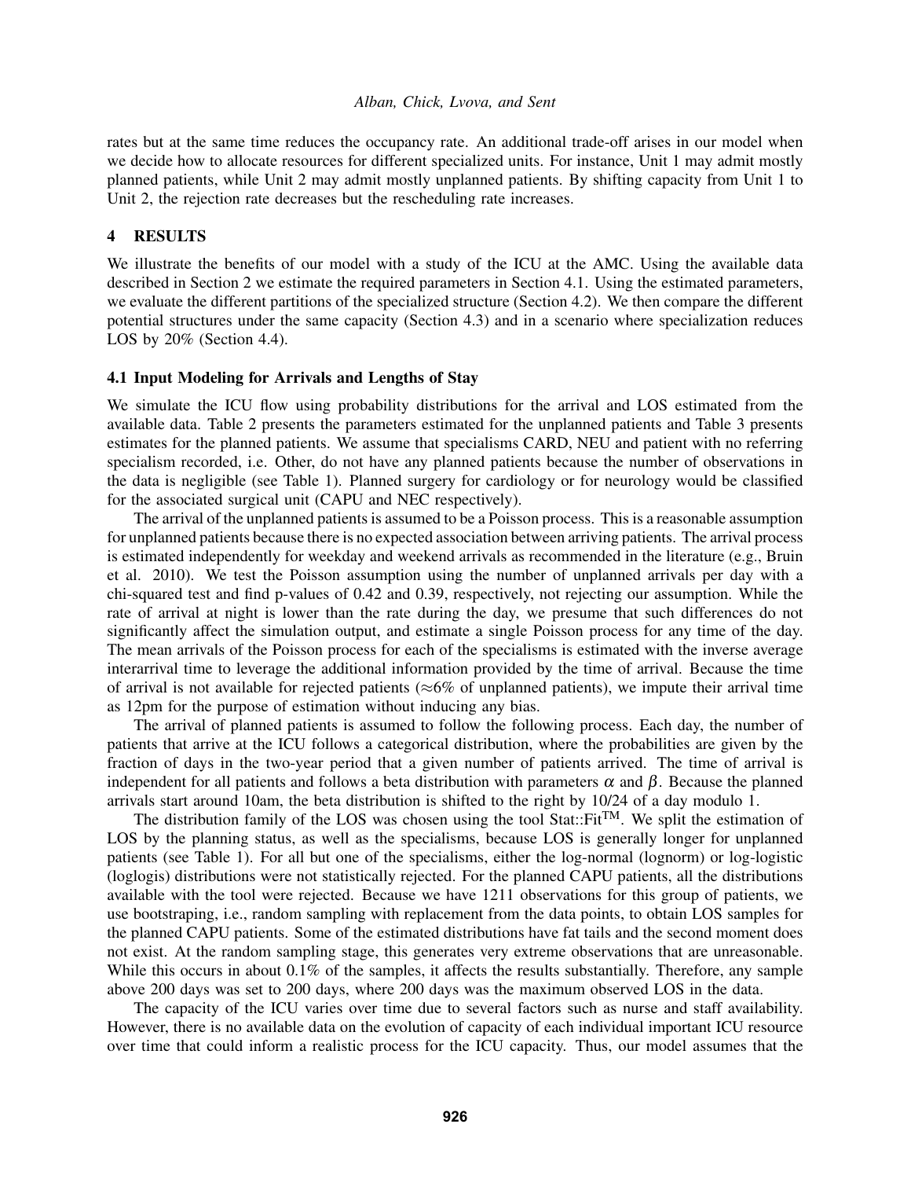rates but at the same time reduces the occupancy rate. An additional trade-off arises in our model when we decide how to allocate resources for different specialized units. For instance, Unit 1 may admit mostly planned patients, while Unit 2 may admit mostly unplanned patients. By shifting capacity from Unit 1 to Unit 2, the rejection rate decreases but the rescheduling rate increases.

## 4 RESULTS

We illustrate the benefits of our model with a study of the ICU at the AMC. Using the available data described in Section 2 we estimate the required parameters in Section 4.1. Using the estimated parameters, we evaluate the different partitions of the specialized structure (Section 4.2). We then compare the different potential structures under the same capacity (Section 4.3) and in a scenario where specialization reduces LOS by 20% (Section 4.4).

### 4.1 Input Modeling for Arrivals and Lengths of Stay

We simulate the ICU flow using probability distributions for the arrival and LOS estimated from the available data. Table 2 presents the parameters estimated for the unplanned patients and Table 3 presents estimates for the planned patients. We assume that specialisms CARD, NEU and patient with no referring specialism recorded, i.e. Other, do not have any planned patients because the number of observations in the data is negligible (see Table 1). Planned surgery for cardiology or for neurology would be classified for the associated surgical unit (CAPU and NEC respectively).

The arrival of the unplanned patients is assumed to be a Poisson process. This is a reasonable assumption for unplanned patients because there is no expected association between arriving patients. The arrival process is estimated independently for weekday and weekend arrivals as recommended in the literature (e.g., Bruin et al. 2010). We test the Poisson assumption using the number of unplanned arrivals per day with a chi-squared test and find p-values of 0.42 and 0.39, respectively, not rejecting our assumption. While the rate of arrival at night is lower than the rate during the day, we presume that such differences do not significantly affect the simulation output, and estimate a single Poisson process for any time of the day. The mean arrivals of the Poisson process for each of the specialisms is estimated with the inverse average interarrival time to leverage the additional information provided by the time of arrival. Because the time of arrival is not available for rejected patients ($\approx$6% of unplanned patients), we impute their arrival time as 12pm for the purpose of estimation without inducing any bias.

The arrival of planned patients is assumed to follow the following process. Each day, the number of patients that arrive at the ICU follows a categorical distribution, where the probabilities are given by the fraction of days in the two-year period that a given number of patients arrived. The time of arrival is independent for all patients and follows a beta distribution with parameters $\alpha$ and $\beta$. Because the planned arrivals start around 10am, the beta distribution is shifted to the right by 10/24 of a day modulo 1.

The distribution family of the LOS was chosen using the tool Stat::Fit™. We split the estimation of LOS by the planning status, as well as the specialisms, because LOS is generally longer for unplanned patients (see Table 1). For all but one of the specialisms, either the log-normal (lognorm) or log-logistic (loglogis) distributions were not statistically rejected. For the planned CAPU patients, all the distributions available with the tool were rejected. Because we have 1211 observations for this group of patients, we use bootstraping, i.e., random sampling with replacement from the data points, to obtain LOS samples for the planned CAPU patients. Some of the estimated distributions have fat tails and the second moment does not exist. At the random sampling stage, this generates very extreme observations that are unreasonable. While this occurs in about 0.1% of the samples, it affects the results substantially. Therefore, any sample above 200 days was set to 200 days, where 200 days was the maximum observed LOS in the data.

The capacity of the ICU varies over time due to several factors such as nurse and staff availability. However, there is no available data on the evolution of capacity of each individual important ICU resource over time that could inform a realistic process for the ICU capacity. Thus, our model assumes that the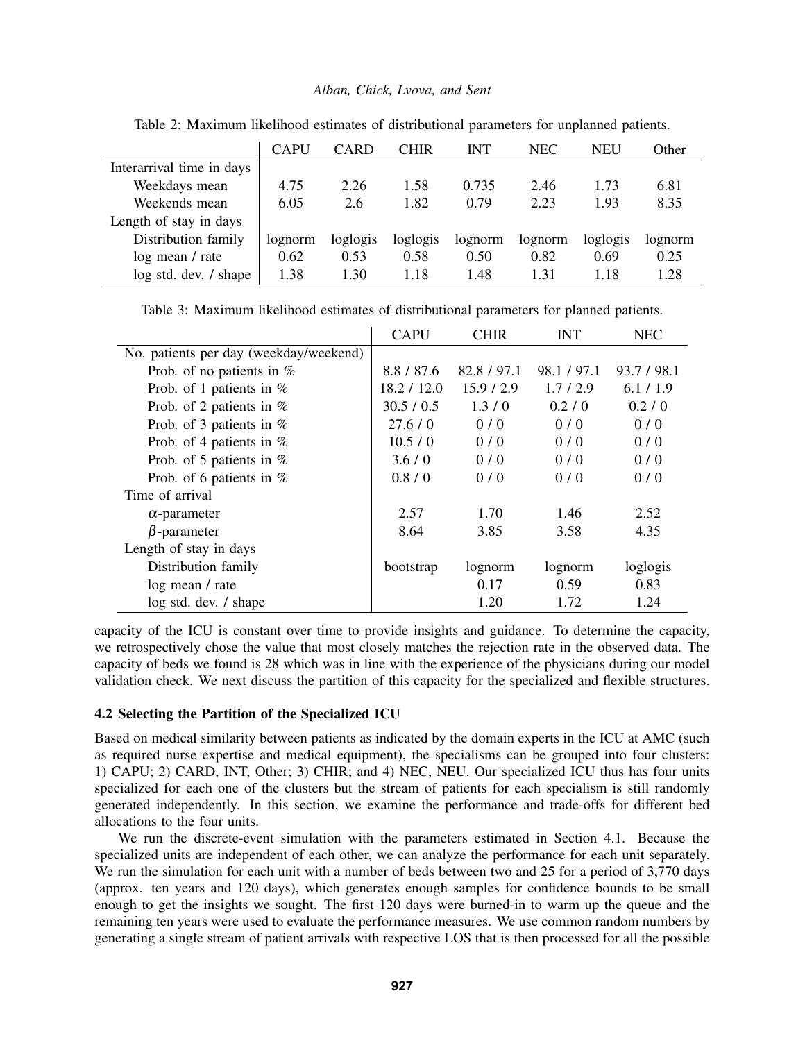Table 2: Maximum likelihood estimates of distributional parameters for unplanned patients.

| | CAPU | CARD | CHIR | INT | NEC | NEU | Other |
|---|---|---|---|---|---|---|---|
| Interarrival time in days | | | | | | | |
| Weekdays mean | 4.75 | 2.26 | 1.58 | 0.735 | 2.46 | 1.73 | 6.81 |
| Weekends mean | 6.05 | 2.6 | 1.82 | 0.79 | 2.23 | 1.93 | 8.35 |
| Length of stay in days | | | | | | | |
| Distribution family | lognorm | loglogis | loglogis | lognorm | lognorm | loglogis | lognorm |
| log mean / rate | 0.62 | 0.53 | 0.58 | 0.50 | 0.82 | 0.69 | 0.25 |
| log std. dev. / shape | 1.38 | 1.30 | 1.18 | 1.48 | 1.31 | 1.18 | 1.28 |

Table 3: Maximum likelihood estimates of distributional parameters for planned patients.

| | CAPU | CHIR | INT | NEC |
|---|---|---|---|---|
| No. patients per day (weekday/weekend) | | | | |
| Prob. of no patients in % | 8.8 / 87.6 | 82.8 / 97.1 | 98.1 / 97.1 | 93.7 / 98.1 |
| Prob. of 1 patients in % | 18.2 / 12.0 | 15.9 / 2.9 | 1.7 / 2.9 | 6.1 / 1.9 |
| Prob. of 2 patients in % | 30.5 / 0.5 | 1.3 / 0 | 0.2 / 0 | 0.2 / 0 |
| Prob. of 3 patients in % | 27.6 / 0 | 0 / 0 | 0 / 0 | 0 / 0 |
| Prob. of 4 patients in % | 10.5 / 0 | 0 / 0 | 0 / 0 | 0 / 0 |
| Prob. of 5 patients in % | 3.6 / 0 | 0 / 0 | 0 / 0 | 0 / 0 |
| Prob. of 6 patients in % | 0.8 / 0 | 0 / 0 | 0 / 0 | 0 / 0 |
| Time of arrival | | | | |
| $\alpha$-parameter | 2.57 | 1.70 | 1.46 | 2.52 |
| $\beta$-parameter | 8.64 | 3.85 | 3.58 | 4.35 |
| Length of stay in days | | | | |
| Distribution family | bootstrap | lognorm | lognorm | loglogis |
| log mean / rate | | 0.17 | 0.59 | 0.83 |
| log std. dev. / shape | | 1.20 | 1.72 | 1.24 |

capacity of the ICU is constant over time to provide insights and guidance. To determine the capacity, we retrospectively chose the value that most closely matches the rejection rate in the observed data. The capacity of beds we found is 28 which was in line with the experience of the physicians during our model validation check. We next discuss the partition of this capacity for the specialized and flexible structures.

### 4.2 Selecting the Partition of the Specialized ICU

Based on medical similarity between patients as indicated by the domain experts in the ICU at AMC (such as required nurse expertise and medical equipment), the specialisms can be grouped into four clusters: 1) CAPU; 2) CARD, INT, Other; 3) CHIR; and 4) NEC, NEU. Our specialized ICU thus has four units specialized for each one of the clusters but the stream of patients for each specialism is still randomly generated independently. In this section, we examine the performance and trade-offs for different bed allocations to the four units.

We run the discrete-event simulation with the parameters estimated in Section 4.1. Because the specialized units are independent of each other, we can analyze the performance for each unit separately. We run the simulation for each unit with a number of beds between two and 25 for a period of 3,770 days (approx. ten years and 120 days), which generates enough samples for confidence bounds to be small enough to get the insights we sought. The first 120 days were burned-in to warm up the queue and the remaining ten years were used to evaluate the performance measures. We use common random numbers by generating a single stream of patient arrivals with respective LOS that is then processed for all the possible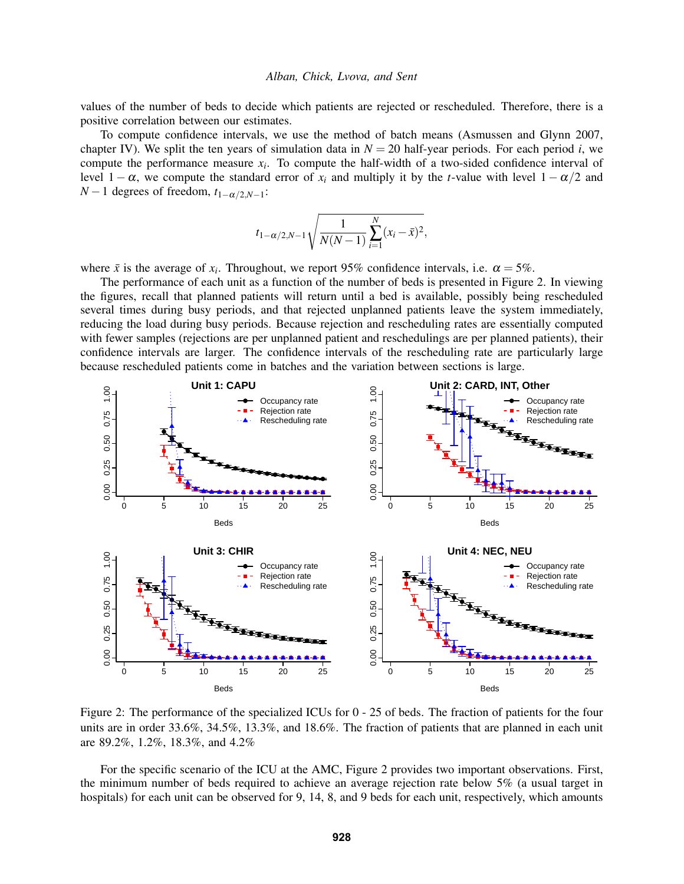values of the number of beds to decide which patients are rejected or rescheduled. Therefore, there is a positive correlation between our estimates.

To compute confidence intervals, we use the method of batch means (Asmussen and Glynn 2007, chapter IV). We split the ten years of simulation data in $N = 20$ half-year periods. For each period $i$, we compute the performance measure $x_i$. To compute the half-width of a two-sided confidence interval of level $1-\alpha$, we compute the standard error of $x_i$ and multiply it by the $t$-value with level $1-\alpha/2$ and $N-1$ degrees of freedom, $t_{1-\alpha/2,N-1}$:

$$t_{1-\alpha/2,N-1}\sqrt{\frac{1}{N(N-1)}\sum_{i=1}^{N}(x_i-\bar{x})^2},$$

where $\bar{x}$ is the average of $x_i$. Throughout, we report 95% confidence intervals, i.e. $\alpha = 5\%$.

The performance of each unit as a function of the number of beds is presented in Figure 2. In viewing the figures, recall that planned patients will return until a bed is available, possibly being rescheduled several times during busy periods, and that rejected unplanned patients leave the system immediately, reducing the load during busy periods. Because rejection and rescheduling rates are essentially computed with fewer samples (rejections are per unplanned patient and reschedulings are per planned patients), their confidence intervals are larger. The confidence intervals of the rescheduling rate are particularly large because rescheduled patients come in batches and the variation between sections is large.

Figure 2: The performance of the specialized ICUs for 0 - 25 of beds. The fraction of patients for the four units are in order 33.6%, 34.5%, 13.3%, and 18.6%. The fraction of patients that are planned in each unit are 89.2%, 1.2%, 18.3%, and 4.2%

For the specific scenario of the ICU at the AMC, Figure 2 provides two important observations. First, the minimum number of beds required to achieve an average rejection rate below 5% (a usual target in hospitals) for each unit can be observed for 9, 14, 8, and 9 beds for each unit, respectively, which amounts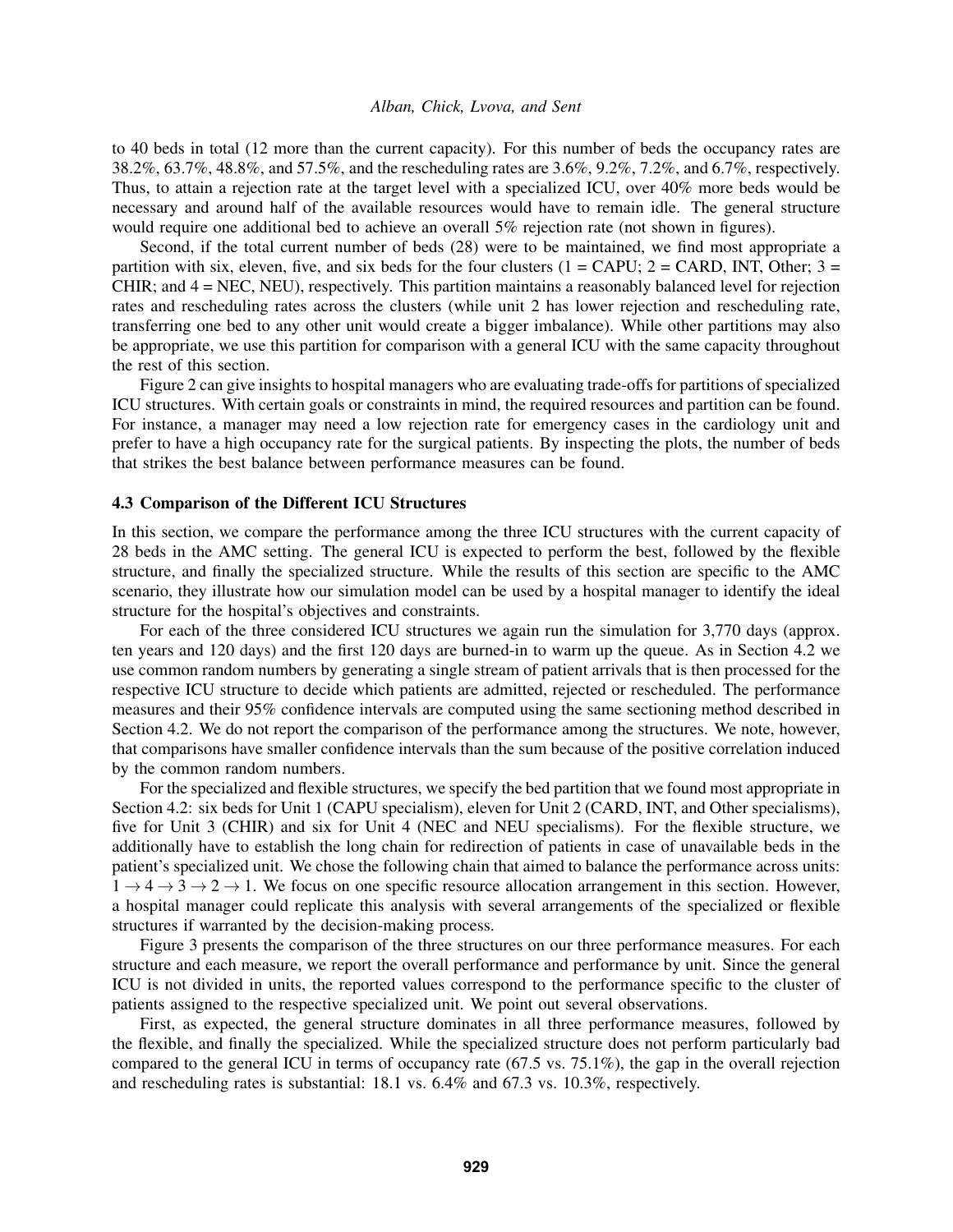to 40 beds in total (12 more than the current capacity). For this number of beds the occupancy rates are 38.2%, 63.7%, 48.8%, and 57.5%, and the rescheduling rates are 3.6%, 9.2%, 7.2%, and 6.7%, respectively. Thus, to attain a rejection rate at the target level with a specialized ICU, over 40% more beds would be necessary and around half of the available resources would have to remain idle. The general structure would require one additional bed to achieve an overall 5% rejection rate (not shown in figures).

Second, if the total current number of beds (28) were to be maintained, we find most appropriate a partition with six, eleven, five, and six beds for the four clusters (1 = CAPU; 2 = CARD, INT, Other; 3 = CHIR; and 4 = NEC, NEU), respectively. This partition maintains a reasonably balanced level for rejection rates and rescheduling rates across the clusters (while unit 2 has lower rejection and rescheduling rate, transferring one bed to any other unit would create a bigger imbalance). While other partitions may also be appropriate, we use this partition for comparison with a general ICU with the same capacity throughout the rest of this section.

Figure 2 can give insights to hospital managers who are evaluating trade-offs for partitions of specialized ICU structures. With certain goals or constraints in mind, the required resources and partition can be found. For instance, a manager may need a low rejection rate for emergency cases in the cardiology unit and prefer to have a high occupancy rate for the surgical patients. By inspecting the plots, the number of beds that strikes the best balance between performance measures can be found.

### 4.3 Comparison of the Different ICU Structures

In this section, we compare the performance among the three ICU structures with the current capacity of 28 beds in the AMC setting. The general ICU is expected to perform the best, followed by the flexible structure, and finally the specialized structure. While the results of this section are specific to the AMC scenario, they illustrate how our simulation model can be used by a hospital manager to identify the ideal structure for the hospital's objectives and constraints.

For each of the three considered ICU structures we again run the simulation for 3,770 days (approx. ten years and 120 days) and the first 120 days are burned-in to warm up the queue. As in Section 4.2 we use common random numbers by generating a single stream of patient arrivals that is then processed for the respective ICU structure to decide which patients are admitted, rejected or rescheduled. The performance measures and their 95% confidence intervals are computed using the same sectioning method described in Section 4.2. We do not report the comparison of the performance among the structures. We note, however, that comparisons have smaller confidence intervals than the sum because of the positive correlation induced by the common random numbers.

For the specialized and flexible structures, we specify the bed partition that we found most appropriate in Section 4.2: six beds for Unit 1 (CAPU specialism), eleven for Unit 2 (CARD, INT, and Other specialisms), five for Unit 3 (CHIR) and six for Unit 4 (NEC and NEU specialisms). For the flexible structure, we additionally have to establish the long chain for redirection of patients in case of unavailable beds in the patient's specialized unit. We chose the following chain that aimed to balance the performance across units: $1 \rightarrow 4 \rightarrow 3 \rightarrow 2 \rightarrow 1$. We focus on one specific resource allocation arrangement in this section. However, a hospital manager could replicate this analysis with several arrangements of the specialized or flexible structures if warranted by the decision-making process.

Figure 3 presents the comparison of the three structures on our three performance measures. For each structure and each measure, we report the overall performance and performance by unit. Since the general ICU is not divided in units, the reported values correspond to the performance specific to the cluster of patients assigned to the respective specialized unit. We point out several observations.

First, as expected, the general structure dominates in all three performance measures, followed by the flexible, and finally the specialized. While the specialized structure does not perform particularly bad compared to the general ICU in terms of occupancy rate (67.5 vs. 75.1%), the gap in the overall rejection and rescheduling rates is substantial: 18.1 vs. 6.4% and 67.3 vs. 10.3%, respectively.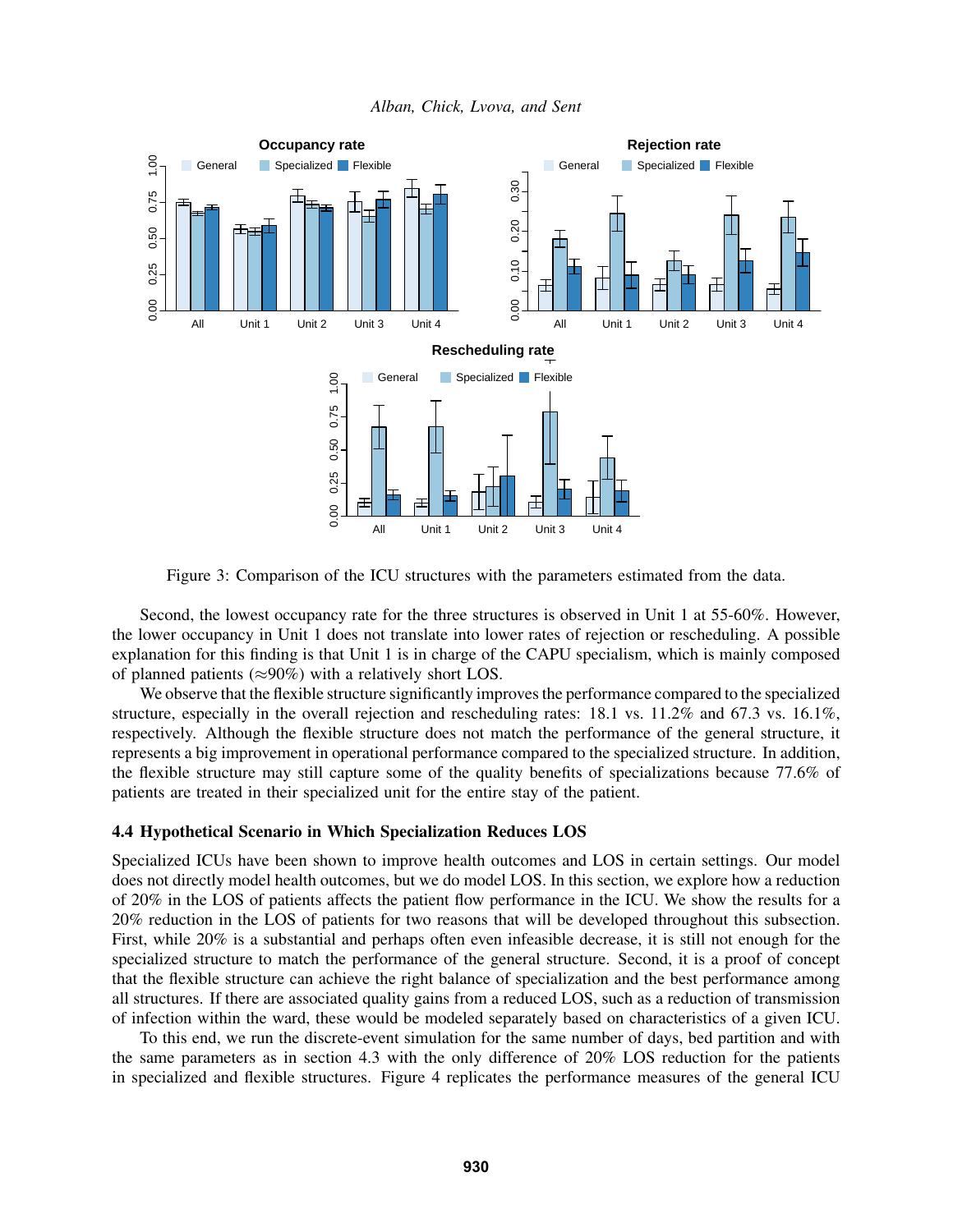Figure 3: Comparison of the ICU structures with the parameters estimated from the data.

Second, the lowest occupancy rate for the three structures is observed in Unit 1 at 55-60%. However, the lower occupancy in Unit 1 does not translate into lower rates of rejection or rescheduling. A possible explanation for this finding is that Unit 1 is in charge of the CAPU specialism, which is mainly composed of planned patients (≈90%) with a relatively short LOS.

We observe that the flexible structure significantly improves the performance compared to the specialized structure, especially in the overall rejection and rescheduling rates: 18.1 vs. 11.2% and 67.3 vs. 16.1%, respectively. Although the flexible structure does not match the performance of the general structure, it represents a big improvement in operational performance compared to the specialized structure. In addition, the flexible structure may still capture some of the quality benefits of specializations because 77.6% of patients are treated in their specialized unit for the entire stay of the patient.

### 4.4 Hypothetical Scenario in Which Specialization Reduces LOS

Specialized ICUs have been shown to improve health outcomes and LOS in certain settings. Our model does not directly model health outcomes, but we do model LOS. In this section, we explore how a reduction of 20% in the LOS of patients affects the patient flow performance in the ICU. We show the results for a 20% reduction in the LOS of patients for two reasons that will be developed throughout this subsection. First, while 20% is a substantial and perhaps often even infeasible decrease, it is still not enough for the specialized structure to match the performance of the general structure. Second, it is a proof of concept that the flexible structure can achieve the right balance of specialization and the best performance among all structures. If there are associated quality gains from a reduced LOS, such as a reduction of transmission of infection within the ward, these would be modeled separately based on characteristics of a given ICU.

To this end, we run the discrete-event simulation for the same number of days, bed partition and with the same parameters as in section 4.3 with the only difference of 20% LOS reduction for the patients in specialized and flexible structures. Figure 4 replicates the performance measures of the general ICU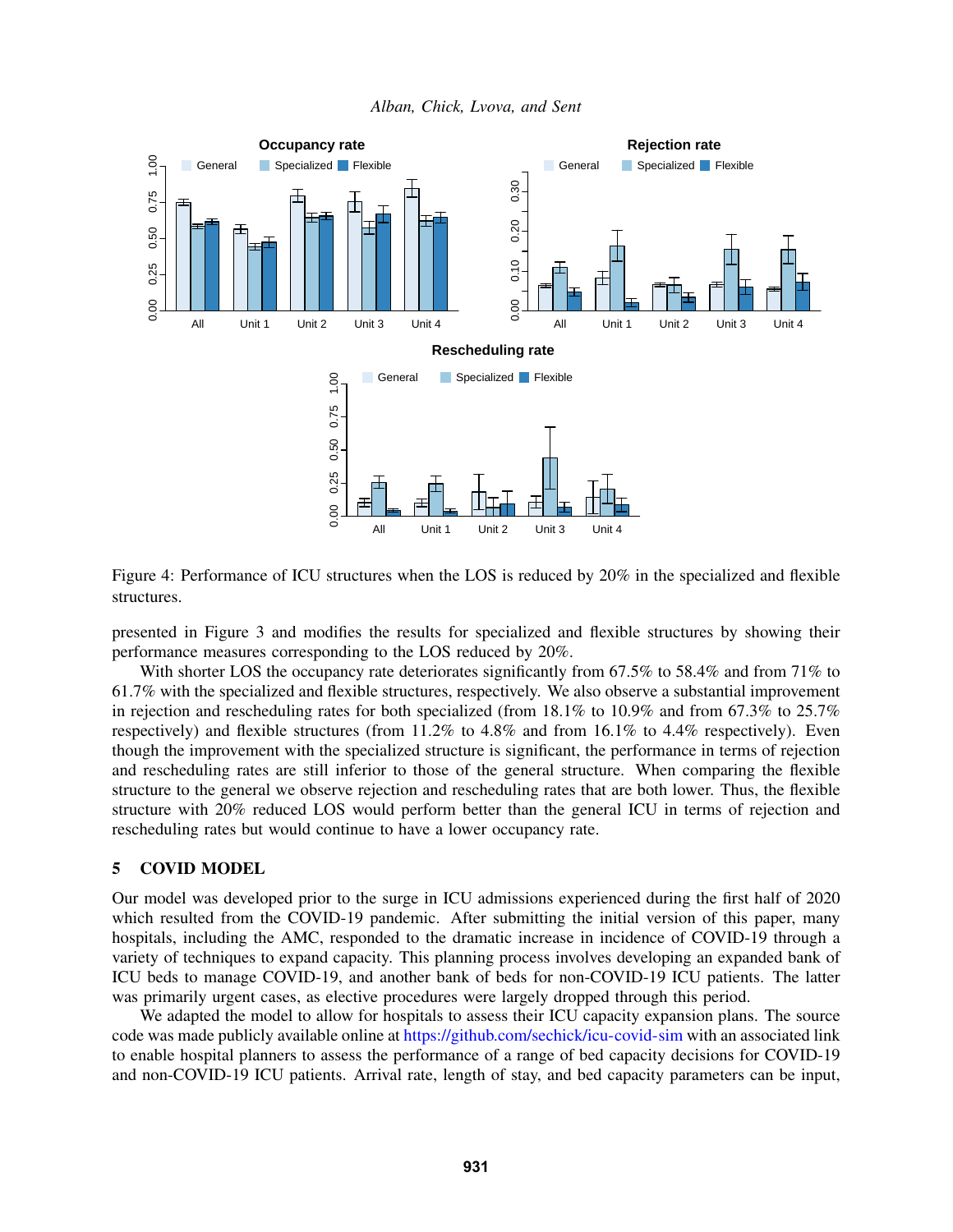Figure 4: Performance of ICU structures when the LOS is reduced by 20% in the specialized and flexible structures.

presented in Figure 3 and modifies the results for specialized and flexible structures by showing their performance measures corresponding to the LOS reduced by 20%.

With shorter LOS the occupancy rate deteriorates significantly from 67.5% to 58.4% and from 71% to 61.7% with the specialized and flexible structures, respectively. We also observe a substantial improvement in rejection and rescheduling rates for both specialized (from 18.1% to 10.9% and from 67.3% to 25.7% respectively) and flexible structures (from 11.2% to 4.8% and from 16.1% to 4.4% respectively). Even though the improvement with the specialized structure is significant, the performance in terms of rejection and rescheduling rates are still inferior to those of the general structure. When comparing the flexible structure to the general we observe rejection and rescheduling rates that are both lower. Thus, the flexible structure with 20% reduced LOS would perform better than the general ICU in terms of rejection and rescheduling rates but would continue to have a lower occupancy rate.

## 5 COVID MODEL

Our model was developed prior to the surge in ICU admissions experienced during the first half of 2020 which resulted from the COVID-19 pandemic. After submitting the initial version of this paper, many hospitals, including the AMC, responded to the dramatic increase in incidence of COVID-19 through a variety of techniques to expand capacity. This planning process involves developing an expanded bank of ICU beds to manage COVID-19, and another bank of beds for non-COVID-19 ICU patients. The latter was primarily urgent cases, as elective procedures were largely dropped through this period.

We adapted the model to allow for hospitals to assess their ICU capacity expansion plans. The source code was made publicly available online at https://github.com/sechick/icu-covid-sim with an associated link to enable hospital planners to assess the performance of a range of bed capacity decisions for COVID-19 and non-COVID-19 ICU patients. Arrival rate, length of stay, and bed capacity parameters can be input,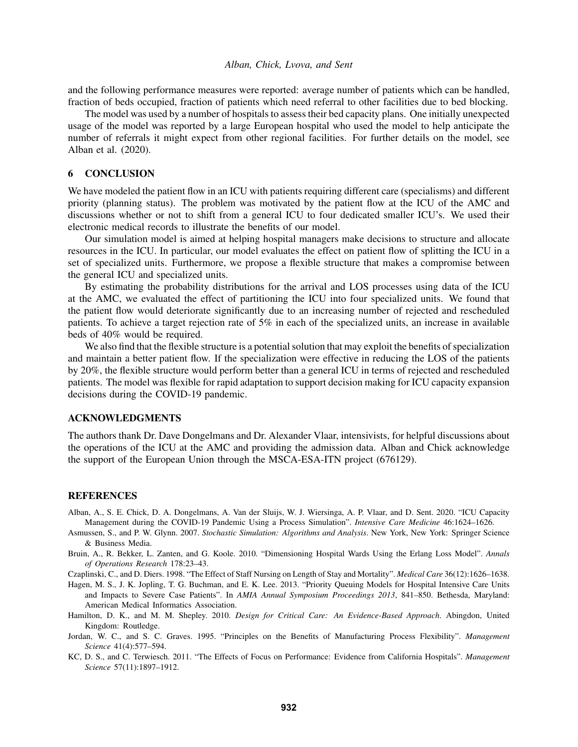and the following performance measures were reported: average number of patients which can be handled, fraction of beds occupied, fraction of patients which need referral to other facilities due to bed blocking.

The model was used by a number of hospitals to assess their bed capacity plans. One initially unexpected usage of the model was reported by a large European hospital who used the model to help anticipate the number of referrals it might expect from other regional facilities. For further details on the model, see Alban et al. (2020).

## 6 CONCLUSION

We have modeled the patient flow in an ICU with patients requiring different care (specialisms) and different priority (planning status). The problem was motivated by the patient flow at the ICU of the AMC and discussions whether or not to shift from a general ICU to four dedicated smaller ICU's. We used their electronic medical records to illustrate the benefits of our model.

Our simulation model is aimed at helping hospital managers make decisions to structure and allocate resources in the ICU. In particular, our model evaluates the effect on patient flow of splitting the ICU in a set of specialized units. Furthermore, we propose a flexible structure that makes a compromise between the general ICU and specialized units.

By estimating the probability distributions for the arrival and LOS processes using data of the ICU at the AMC, we evaluated the effect of partitioning the ICU into four specialized units. We found that the patient flow would deteriorate significantly due to an increasing number of rejected and rescheduled patients. To achieve a target rejection rate of 5% in each of the specialized units, an increase in available beds of 40% would be required.

We also find that the flexible structure is a potential solution that may exploit the benefits of specialization and maintain a better patient flow. If the specialization were effective in reducing the LOS of the patients by 20%, the flexible structure would perform better than a general ICU in terms of rejected and rescheduled patients. The model was flexible for rapid adaptation to support decision making for ICU capacity expansion decisions during the COVID-19 pandemic.

## ACKNOWLEDGMENTS

The authors thank Dr. Dave Dongelmans and Dr. Alexander Vlaar, intensivists, for helpful discussions about the operations of the ICU at the AMC and providing the admission data. Alban and Chick acknowledge the support of the European Union through the MSCA-ESA-ITN project (676129).

## REFERENCES

Alban, A., S. E. Chick, D. A. Dongelmans, A. Van der Sluijs, W. J. Wiersinga, A. P. Vlaar, and D. Sent. 2020. "ICU Capacity Management during the COVID-19 Pandemic Using a Process Simulation". *Intensive Care Medicine* 46:1624–1626.

Asmussen, S., and P. W. Glynn. 2007. *Stochastic Simulation: Algorithms and Analysis*. New York, New York: Springer Science & Business Media.

Bruin, A., R. Bekker, L. Zanten, and G. Koole. 2010. "Dimensioning Hospital Wards Using the Erlang Loss Model". *Annals of Operations Research* 178:23–43.

Czaplinski, C., and D. Diers. 1998. "The Effect of Staff Nursing on Length of Stay and Mortality". *Medical Care* 36(12):1626–1638.

Hagen, M. S., J. K. Jopling, T. G. Buchman, and E. K. Lee. 2013. "Priority Queuing Models for Hospital Intensive Care Units and Impacts to Severe Case Patients". In *AMIA Annual Symposium Proceedings 2013*, 841–850. Bethesda, Maryland: American Medical Informatics Association.

Hamilton, D. K., and M. M. Shepley. 2010. *Design for Critical Care: An Evidence-Based Approach*. Abingdon, United Kingdom: Routledge.

Jordan, W. C., and S. C. Graves. 1995. "Principles on the Benefits of Manufacturing Process Flexibility". *Management Science* 41(4):577–594.

KC, D. S., and C. Terwiesch. 2011. "The Effects of Focus on Performance: Evidence from California Hospitals". *Management Science* 57(11):1897–1912.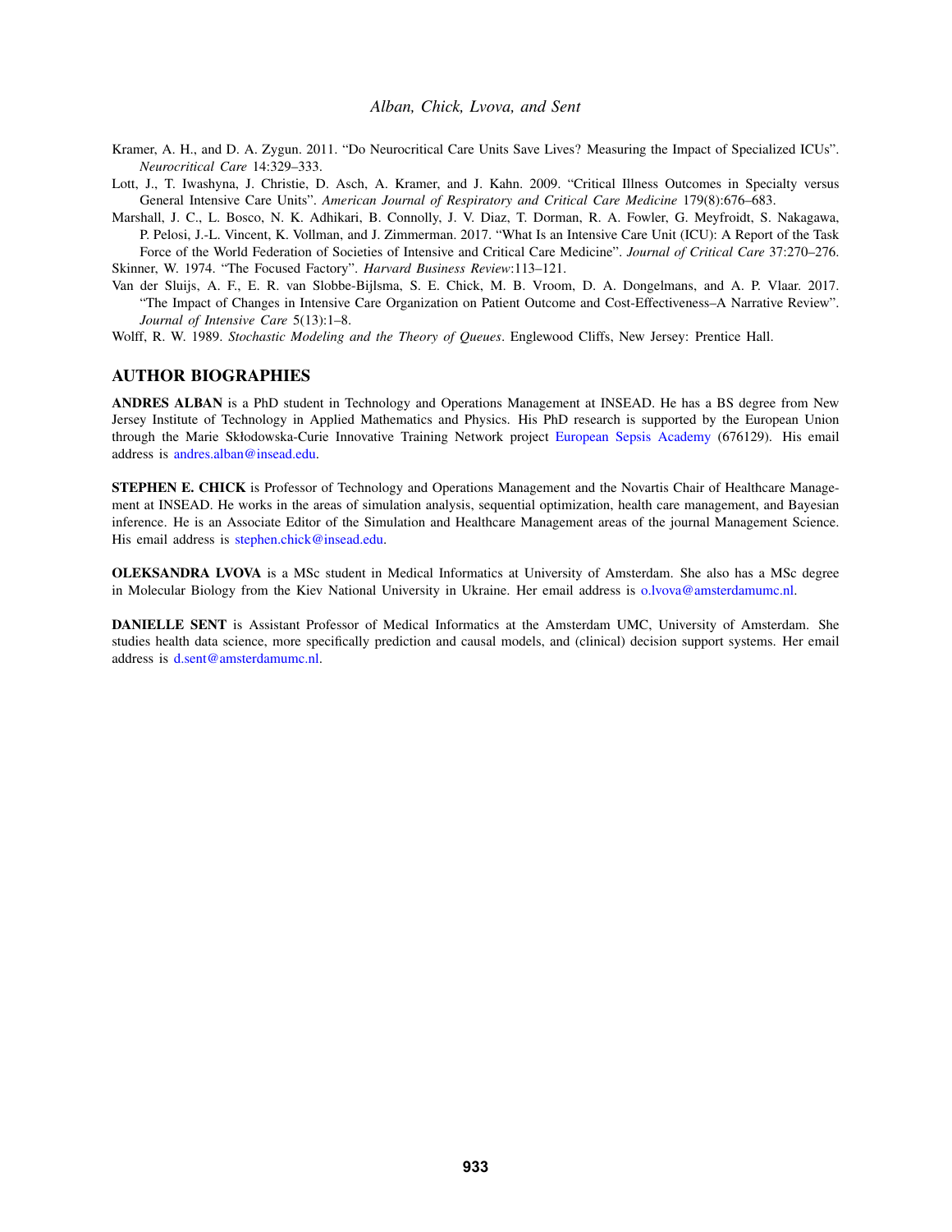Kramer, A. H., and D. A. Zygun. 2011. "Do Neurocritical Care Units Save Lives? Measuring the Impact of Specialized ICUs". *Neurocritical Care* 14:329–333.

Lott, J., T. Iwashyna, J. Christie, D. Asch, A. Kramer, and J. Kahn. 2009. "Critical Illness Outcomes in Specialty versus General Intensive Care Units". *American Journal of Respiratory and Critical Care Medicine* 179(8):676–683.

Marshall, J. C., L. Bosco, N. K. Adhikari, B. Connolly, J. V. Diaz, T. Dorman, R. A. Fowler, G. Meyfroidt, S. Nakagawa, P. Pelosi, J.-L. Vincent, K. Vollman, and J. Zimmerman. 2017. "What Is an Intensive Care Unit (ICU): A Report of the Task Force of the World Federation of Societies of Intensive and Critical Care Medicine". *Journal of Critical Care* 37:270–276.

Skinner, W. 1974. "The Focused Factory". *Harvard Business Review*:113–121.

Van der Sluijs, A. F., E. R. van Slobbe-Bijlsma, S. E. Chick, M. B. Vroom, D. A. Dongelmans, and A. P. Vlaar. 2017. "The Impact of Changes in Intensive Care Organization on Patient Outcome and Cost-Effectiveness–A Narrative Review". *Journal of Intensive Care* 5(13):1–8.

Wolff, R. W. 1989. *Stochastic Modeling and the Theory of Queues*. Englewood Cliffs, New Jersey: Prentice Hall.

## AUTHOR BIOGRAPHIES

**ANDRES ALBAN** is a PhD student in Technology and Operations Management at INSEAD. He has a BS degree from New Jersey Institute of Technology in Applied Mathematics and Physics. His PhD research is supported by the European Union through the Marie Skłodowska-Curie Innovative Training Network project European Sepsis Academy (676129). His email address is andres.alban@insead.edu.

**STEPHEN E. CHICK** is Professor of Technology and Operations Management and the Novartis Chair of Healthcare Management at INSEAD. He works in the areas of simulation analysis, sequential optimization, health care management, and Bayesian inference. He is an Associate Editor of the Simulation and Healthcare Management areas of the journal Management Science. His email address is stephen.chick@insead.edu.

**OLEKSANDRA LVOVA** is a MSc student in Medical Informatics at University of Amsterdam. She also has a MSc degree in Molecular Biology from the Kiev National University in Ukraine. Her email address is o.lvova@amsterdamumc.nl.

**DANIELLE SENT** is Assistant Professor of Medical Informatics at the Amsterdam UMC, University of Amsterdam. She studies health data science, more specifically prediction and causal models, and (clinical) decision support systems. Her email address is d.sent@amsterdamumc.nl.